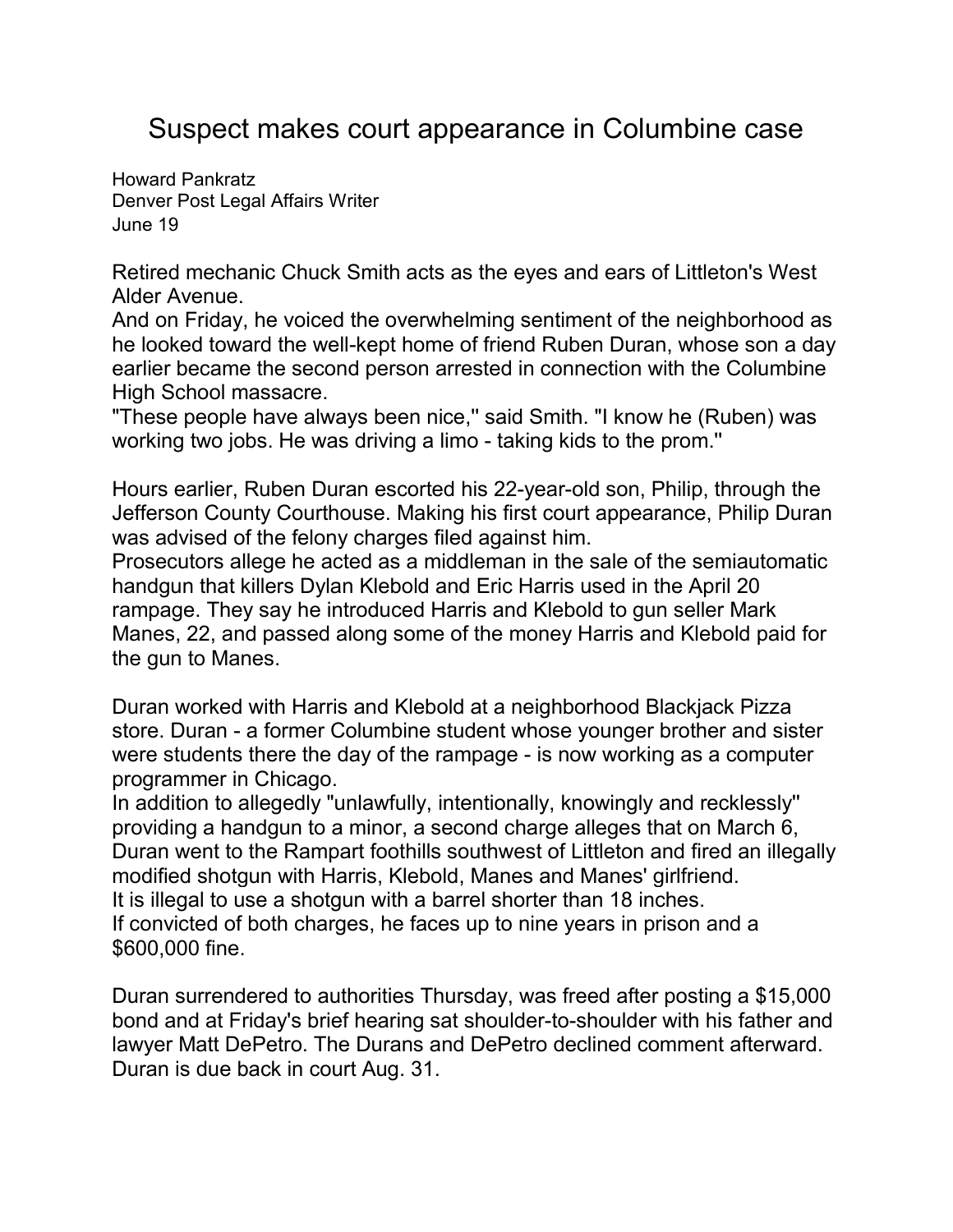# Suspect makes court appearance in Columbine case

Howard Pankratz
Denver Post Legal Affairs Writer
June 19

Retired mechanic Chuck Smith acts as the eyes and ears of Littleton's West Alder Avenue.
And on Friday, he voiced the overwhelming sentiment of the neighborhood as he looked toward the well-kept home of friend Ruben Duran, whose son a day earlier became the second person arrested in connection with the Columbine High School massacre.
"These people have always been nice,'' said Smith. "I know he (Ruben) was working two jobs. He was driving a limo - taking kids to the prom.''

Hours earlier, Ruben Duran escorted his 22-year-old son, Philip, through the Jefferson County Courthouse. Making his first court appearance, Philip Duran was advised of the felony charges filed against him.
Prosecutors allege he acted as a middleman in the sale of the semiautomatic handgun that killers Dylan Klebold and Eric Harris used in the April 20 rampage. They say he introduced Harris and Klebold to gun seller Mark Manes, 22, and passed along some of the money Harris and Klebold paid for the gun to Manes.

Duran worked with Harris and Klebold at a neighborhood Blackjack Pizza store. Duran - a former Columbine student whose younger brother and sister were students there the day of the rampage - is now working as a computer programmer in Chicago.
In addition to allegedly "unlawfully, intentionally, knowingly and recklessly'' providing a handgun to a minor, a second charge alleges that on March 6, Duran went to the Rampart foothills southwest of Littleton and fired an illegally modified shotgun with Harris, Klebold, Manes and Manes' girlfriend.
It is illegal to use a shotgun with a barrel shorter than 18 inches.
If convicted of both charges, he faces up to nine years in prison and a $600,000 fine.

Duran surrendered to authorities Thursday, was freed after posting a $15,000 bond and at Friday's brief hearing sat shoulder-to-shoulder with his father and lawyer Matt DePetro. The Durans and DePetro declined comment afterward.
Duran is due back in court Aug. 31.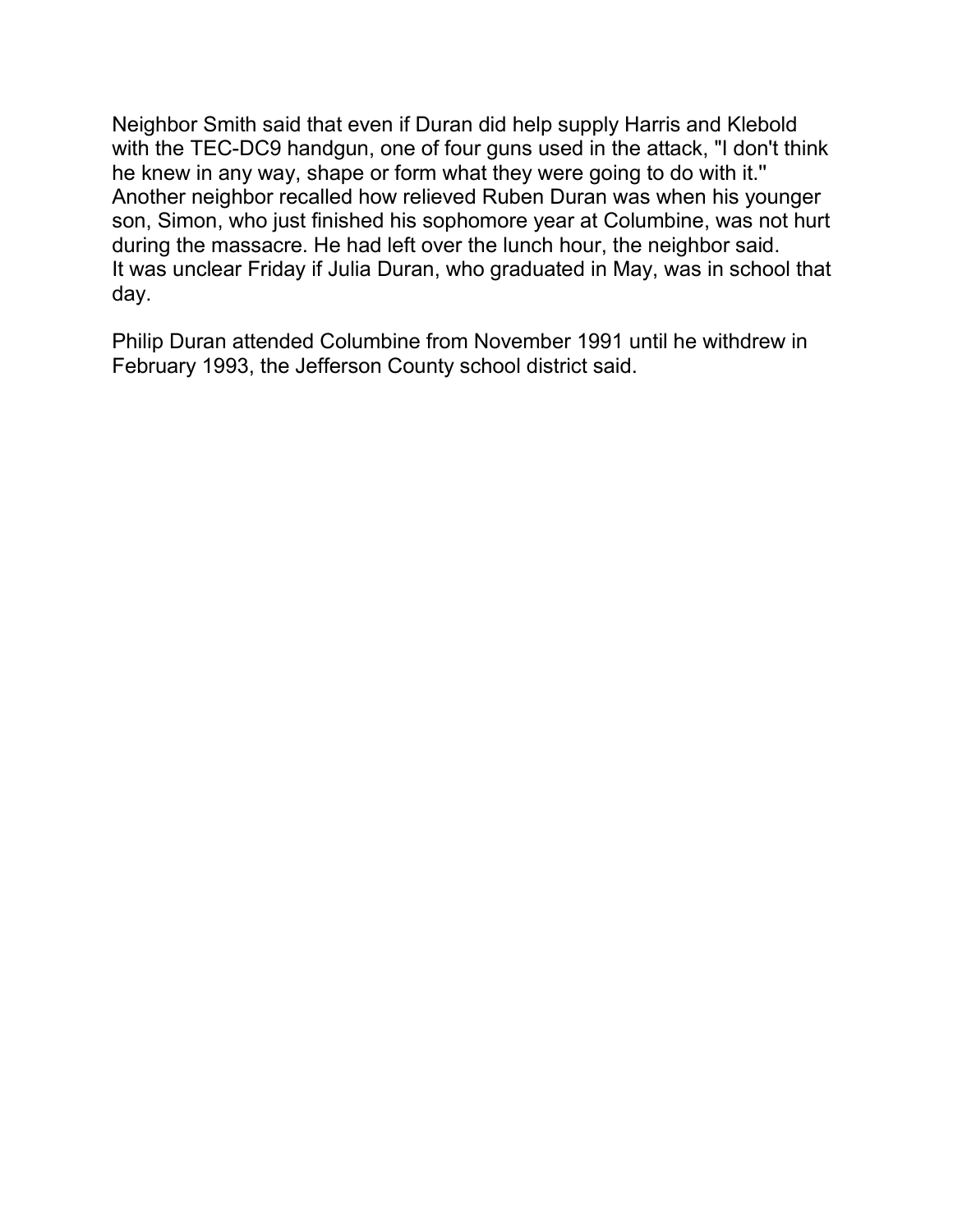Neighbor Smith said that even if Duran did help supply Harris and Klebold with the TEC-DC9 handgun, one of four guns used in the attack, "I don't think he knew in any way, shape or form what they were going to do with it.''
Another neighbor recalled how relieved Ruben Duran was when his younger son, Simon, who just finished his sophomore year at Columbine, was not hurt during the massacre. He had left over the lunch hour, the neighbor said.
It was unclear Friday if Julia Duran, who graduated in May, was in school that day.

Philip Duran attended Columbine from November 1991 until he withdrew in February 1993, the Jefferson County school district said.